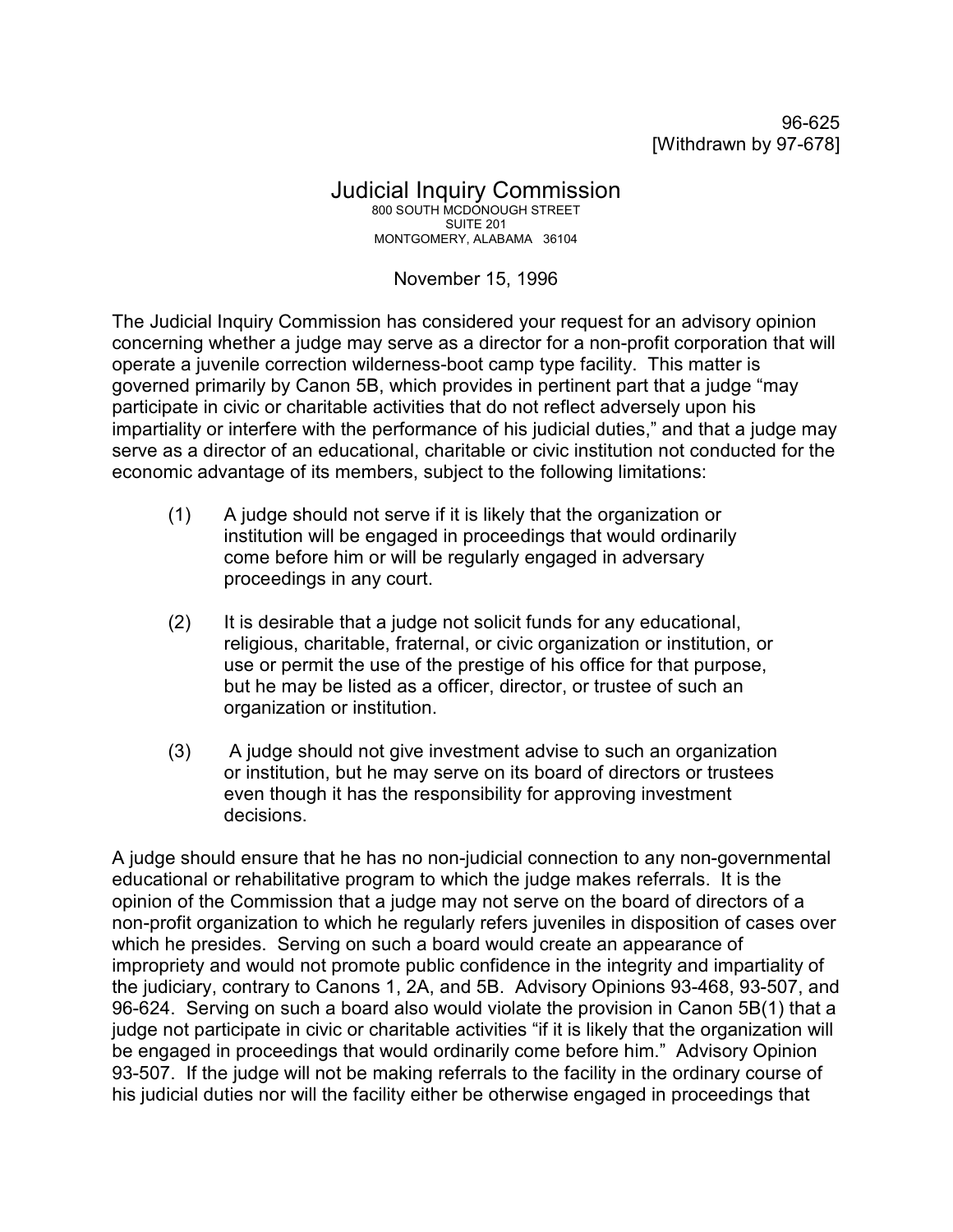96-625
[Withdrawn by 97-678]

# Judicial Inquiry Commission

800 SOUTH MCDONOUGH STREET
SUITE 201
MONTGOMERY, ALABAMA 36104

November 15, 1996

The Judicial Inquiry Commission has considered your request for an advisory opinion concerning whether a judge may serve as a director for a non-profit corporation that will operate a juvenile correction wilderness-boot camp type facility. This matter is governed primarily by Canon 5B, which provides in pertinent part that a judge "may participate in civic or charitable activities that do not reflect adversely upon his impartiality or interfere with the performance of his judicial duties," and that a judge may serve as a director of an educational, charitable or civic institution not conducted for the economic advantage of its members, subject to the following limitations:

(1) A judge should not serve if it is likely that the organization or institution will be engaged in proceedings that would ordinarily come before him or will be regularly engaged in adversary proceedings in any court.

(2) It is desirable that a judge not solicit funds for any educational, religious, charitable, fraternal, or civic organization or institution, or use or permit the use of the prestige of his office for that purpose, but he may be listed as a officer, director, or trustee of such an organization or institution.

(3) A judge should not give investment advise to such an organization or institution, but he may serve on its board of directors or trustees even though it has the responsibility for approving investment decisions.

A judge should ensure that he has no non-judicial connection to any non-governmental educational or rehabilitative program to which the judge makes referrals. It is the opinion of the Commission that a judge may not serve on the board of directors of a non-profit organization to which he regularly refers juveniles in disposition of cases over which he presides. Serving on such a board would create an appearance of impropriety and would not promote public confidence in the integrity and impartiality of the judiciary, contrary to Canons 1, 2A, and 5B. Advisory Opinions 93-468, 93-507, and 96-624. Serving on such a board also would violate the provision in Canon 5B(1) that a judge not participate in civic or charitable activities "if it is likely that the organization will be engaged in proceedings that would ordinarily come before him." Advisory Opinion 93-507. If the judge will not be making referrals to the facility in the ordinary course of his judicial duties nor will the facility either be otherwise engaged in proceedings that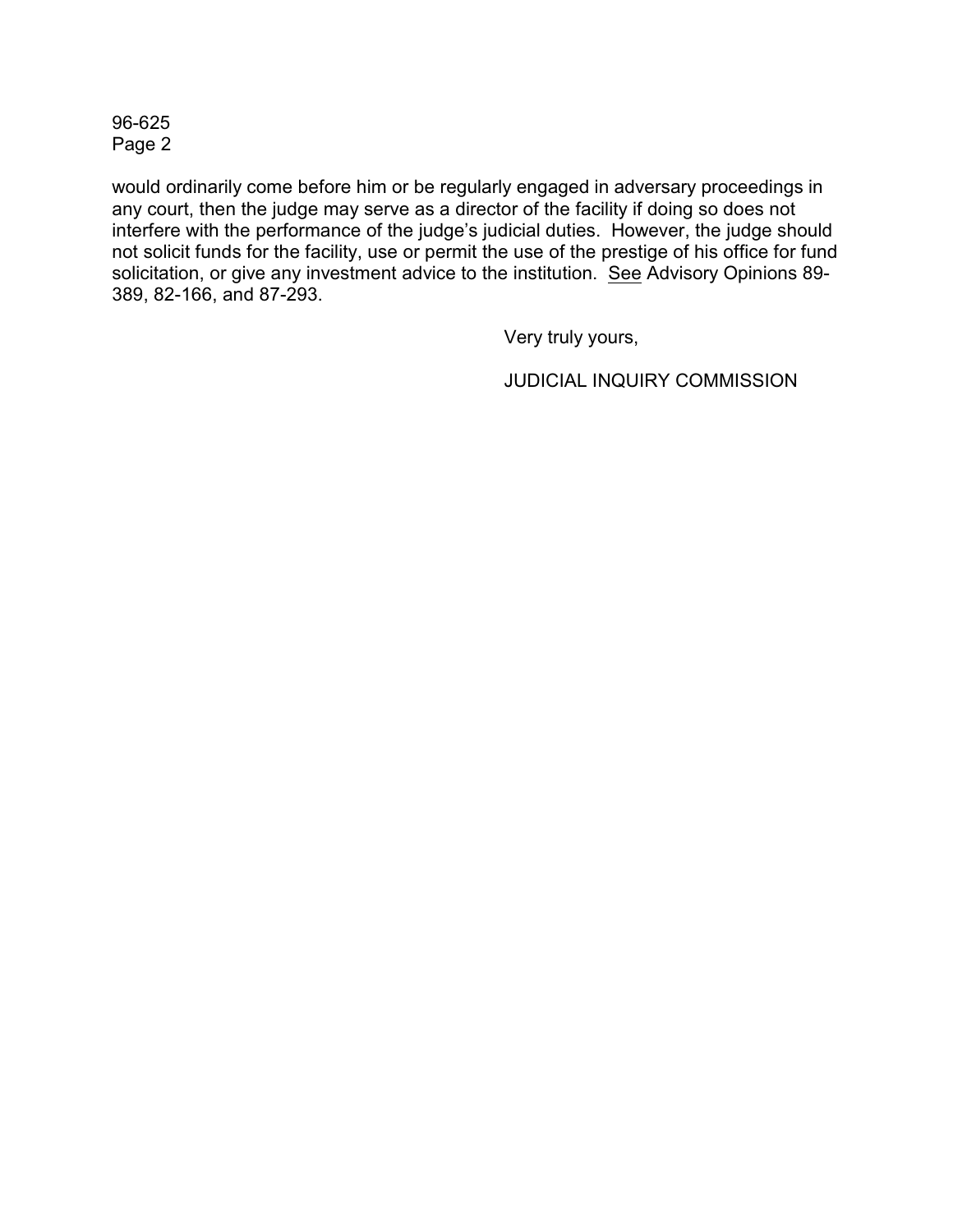would ordinarily come before him or be regularly engaged in adversary proceedings in any court, then the judge may serve as a director of the facility if doing so does not interfere with the performance of the judge's judicial duties. However, the judge should not solicit funds for the facility, use or permit the use of the prestige of his office for fund solicitation, or give any investment advice to the institution. See Advisory Opinions 89-389, 82-166, and 87-293.

Very truly yours,

JUDICIAL INQUIRY COMMISSION